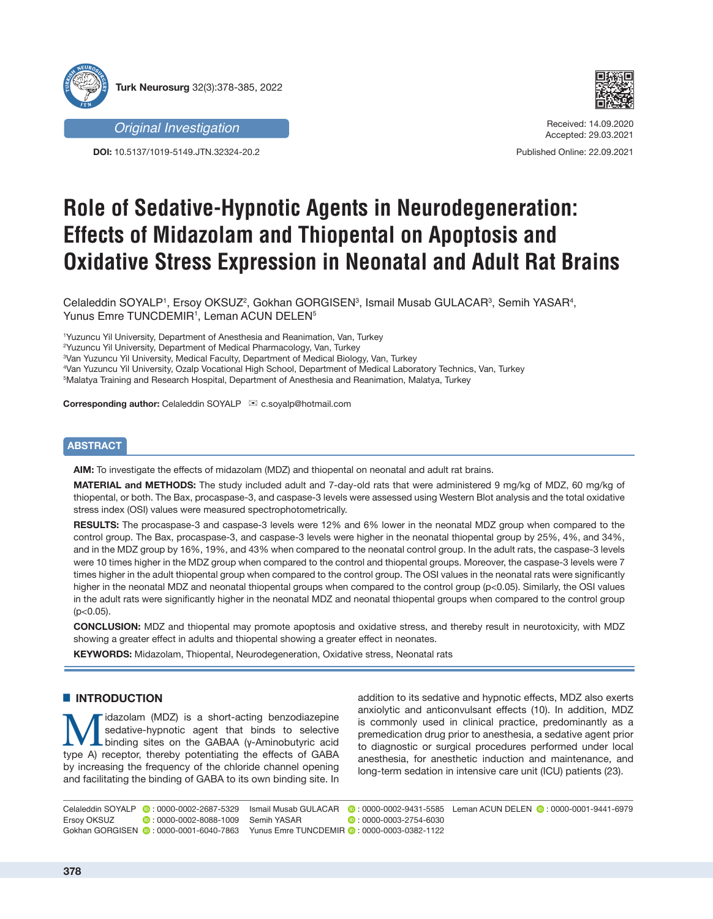Original Investigation

DOI: 10.5137/1019-5149.JTN.32324-20.2

Received: 14.09.2020
Accepted: 29.03.2021

Published Online: 22.09.2021

# Role of Sedative-Hypnotic Agents in Neurodegeneration: Effects of Midazolam and Thiopental on Apoptosis and Oxidative Stress Expression in Neonatal and Adult Rat Brains

Celaleddin SOYALP[1], Ersoy OKSUZ[2], Gokhan GORGISEN[3], Ismail Musab GULACAR[3], Semih YASAR[4], Yunus Emre TUNCDEMIR[1], Leman ACUN DELEN[5]

[1]Yuzuncu Yil University, Department of Anesthesia and Reanimation, Van, Turkey
[2]Yuzuncu Yil University, Department of Medical Pharmacology, Van, Turkey
[3]Van Yuzuncu Yil University, Medical Faculty, Department of Medical Biology, Van, Turkey
[4]Van Yuzuncu Yil University, Ozalp Vocational High School, Department of Medical Laboratory Technics, Van, Turkey
[5]Malatya Training and Research Hospital, Department of Anesthesia and Reanimation, Malatya, Turkey

**Corresponding author:** Celaleddin SOYALP ✉ c.soyalp@hotmail.com

## ABSTRACT

**AIM:** To investigate the effects of midazolam (MDZ) and thiopental on neonatal and adult rat brains.

**MATERIAL and METHODS:** The study included adult and 7-day-old rats that were administered 9 mg/kg of MDZ, 60 mg/kg of thiopental, or both. The Bax, procaspase-3, and caspase-3 levels were assessed using Western Blot analysis and the total oxidative stress index (OSI) values were measured spectrophotometrically.

**RESULTS:** The procaspase-3 and caspase-3 levels were 12% and 6% lower in the neonatal MDZ group when compared to the control group. The Bax, procaspase-3, and caspase-3 levels were higher in the neonatal thiopental group by 25%, 4%, and 34%, and in the MDZ group by 16%, 19%, and 43% when compared to the neonatal control group. In the adult rats, the caspase-3 levels were 10 times higher in the MDZ group when compared to the control and thiopental groups. Moreover, the caspase-3 levels were 7 times higher in the adult thiopental group when compared to the control group. The OSI values in the neonatal rats were significantly higher in the neonatal MDZ and neonatal thiopental groups when compared to the control group ($p<0.05$). Similarly, the OSI values in the adult rats were significantly higher in the neonatal MDZ and neonatal thiopental groups when compared to the control group ($p<0.05$).

**CONCLUSION:** MDZ and thiopental may promote apoptosis and oxidative stress, and thereby result in neurotoxicity, with MDZ showing a greater effect in adults and thiopental showing a greater effect in neonates.

**KEYWORDS:** Midazolam, Thiopental, Neurodegeneration, Oxidative stress, Neonatal rats

## INTRODUCTION

Midazolam (MDZ) is a short-acting benzodiazepine sedative-hypnotic agent that binds to selective binding sites on the GABAA (γ-Aminobutyric acid type A) receptor, thereby potentiating the effects of GABA by increasing the frequency of the chloride channel opening and facilitating the binding of GABA to its own binding site. In addition to its sedative and hypnotic effects, MDZ also exerts anxiolytic and anticonvulsant effects (10). In addition, MDZ is commonly used in clinical practice, predominantly as a premedication drug prior to anesthesia, a sedative agent prior to diagnostic or surgical procedures performed under local anesthesia, for anesthetic induction and maintenance, and long-term sedation in intensive care unit (ICU) patients (23).

Celaleddin SOYALP : 0000-0002-2687-5329
Ersoy OKSUZ : 0000-0002-8088-1009
Gokhan GORGISEN : 0000-0001-6040-7863
Ismail Musab GULACAR : 0000-0002-9431-5585
Semih YASAR : 0000-0003-2754-6030
Yunus Emre TUNCDEMIR : 0000-0003-0382-1122
Leman ACUN DELEN : 0000-0001-9441-6979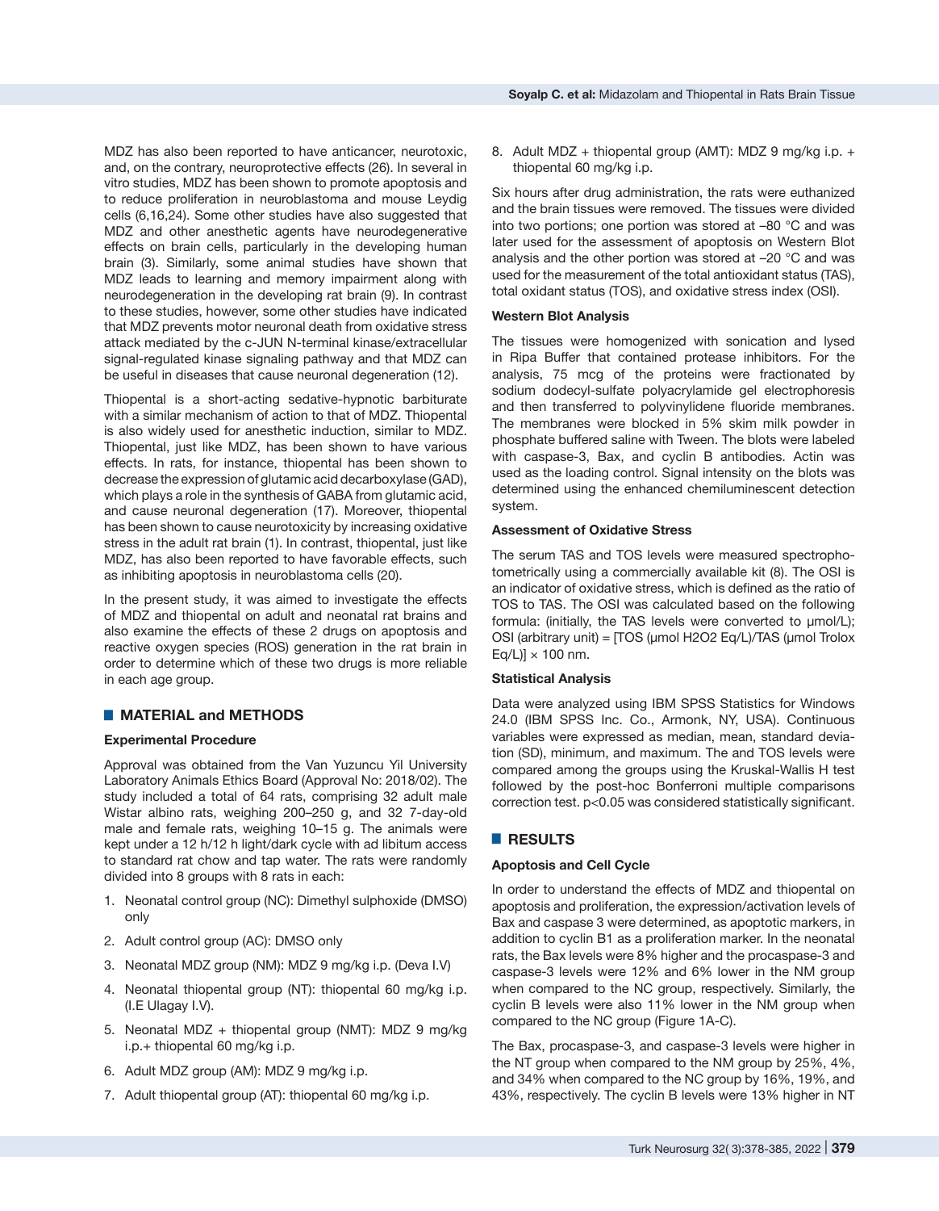MDZ has also been reported to have anticancer, neurotoxic, and, on the contrary, neuroprotective effects (26). In several in vitro studies, MDZ has been shown to promote apoptosis and to reduce proliferation in neuroblastoma and mouse Leydig cells (6,16,24). Some other studies have also suggested that MDZ and other anesthetic agents have neurodegenerative effects on brain cells, particularly in the developing human brain (3). Similarly, some animal studies have shown that MDZ leads to learning and memory impairment along with neurodegeneration in the developing rat brain (9). In contrast to these studies, however, some other studies have indicated that MDZ prevents motor neuronal death from oxidative stress attack mediated by the c-JUN N-terminal kinase/extracellular signal-regulated kinase signaling pathway and that MDZ can be useful in diseases that cause neuronal degeneration (12).

Thiopental is a short-acting sedative-hypnotic barbiturate with a similar mechanism of action to that of MDZ. Thiopental is also widely used for anesthetic induction, similar to MDZ. Thiopental, just like MDZ, has been shown to have various effects. In rats, for instance, thiopental has been shown to decrease the expression of glutamic acid decarboxylase (GAD), which plays a role in the synthesis of GABA from glutamic acid, and cause neuronal degeneration (17). Moreover, thiopental has been shown to cause neurotoxicity by increasing oxidative stress in the adult rat brain (1). In contrast, thiopental, just like MDZ, has also been reported to have favorable effects, such as inhibiting apoptosis in neuroblastoma cells (20).

In the present study, it was aimed to investigate the effects of MDZ and thiopental on adult and neonatal rat brains and also examine the effects of these 2 drugs on apoptosis and reactive oxygen species (ROS) generation in the rat brain in order to determine which of these two drugs is more reliable in each age group.

## MATERIAL and METHODS

### Experimental Procedure

Approval was obtained from the Van Yuzuncu Yil University Laboratory Animals Ethics Board (Approval No: 2018/02). The study included a total of 64 rats, comprising 32 adult male Wistar albino rats, weighing 200–250 g, and 32 7-day-old male and female rats, weighing 10–15 g. The animals were kept under a 12 h/12 h light/dark cycle with ad libitum access to standard rat chow and tap water. The rats were randomly divided into 8 groups with 8 rats in each:

1. Neonatal control group (NC): Dimethyl sulphoxide (DMSO) only
2. Adult control group (AC): DMSO only
3. Neonatal MDZ group (NM): MDZ 9 mg/kg i.p. (Deva I.V)
4. Neonatal thiopental group (NT): thiopental 60 mg/kg i.p. (I.E Ulagay I.V).
5. Neonatal MDZ + thiopental group (NMT): MDZ 9 mg/kg i.p.+ thiopental 60 mg/kg i.p.
6. Adult MDZ group (AM): MDZ 9 mg/kg i.p.
7. Adult thiopental group (AT): thiopental 60 mg/kg i.p.
8. Adult MDZ + thiopental group (AMT): MDZ 9 mg/kg i.p. + thiopental 60 mg/kg i.p.

Six hours after drug administration, the rats were euthanized and the brain tissues were removed. The tissues were divided into two portions; one portion was stored at –80 °C and was later used for the assessment of apoptosis on Western Blot analysis and the other portion was stored at –20 °C and was used for the measurement of the total antioxidant status (TAS), total oxidant status (TOS), and oxidative stress index (OSI).

### Western Blot Analysis

The tissues were homogenized with sonication and lysed in Ripa Buffer that contained protease inhibitors. For the analysis, 75 mcg of the proteins were fractionated by sodium dodecyl-sulfate polyacrylamide gel electrophoresis and then transferred to polyvinylidene fluoride membranes. The membranes were blocked in 5% skim milk powder in phosphate buffered saline with Tween. The blots were labeled with caspase-3, Bax, and cyclin B antibodies. Actin was used as the loading control. Signal intensity on the blots was determined using the enhanced chemiluminescent detection system.

### Assessment of Oxidative Stress

The serum TAS and TOS levels were measured spectrophotometrically using a commercially available kit (8). The OSI is an indicator of oxidative stress, which is defined as the ratio of TOS to TAS. The OSI was calculated based on the following formula: (initially, the TAS levels were converted to µmol/L); OSI (arbitrary unit) = [TOS (µmol $H_2O_2$ Eq/L)/TAS (µmol Trolox Eq/L)] × 100 nm.

### Statistical Analysis

Data were analyzed using IBM SPSS Statistics for Windows 24.0 (IBM SPSS Inc. Co., Armonk, NY, USA). Continuous variables were expressed as median, mean, standard deviation (SD), minimum, and maximum. The and TOS levels were compared among the groups using the Kruskal-Wallis H test followed by the post-hoc Bonferroni multiple comparisons correction test. $p<0.05$ was considered statistically significant.

## RESULTS

### Apoptosis and Cell Cycle

In order to understand the effects of MDZ and thiopental on apoptosis and proliferation, the expression/activation levels of Bax and caspase 3 were determined, as apoptotic markers, in addition to cyclin B1 as a proliferation marker. In the neonatal rats, the Bax levels were 8% higher and the procaspase-3 and caspase-3 levels were 12% and 6% lower in the NM group when compared to the NC group, respectively. Similarly, the cyclin B levels were also 11% lower in the NM group when compared to the NC group (Figure 1A-C).

The Bax, procaspase-3, and caspase-3 levels were higher in the NT group when compared to the NM group by 25%, 4%, and 34% when compared to the NC group by 16%, 19%, and 43%, respectively. The cyclin B levels were 13% higher in NT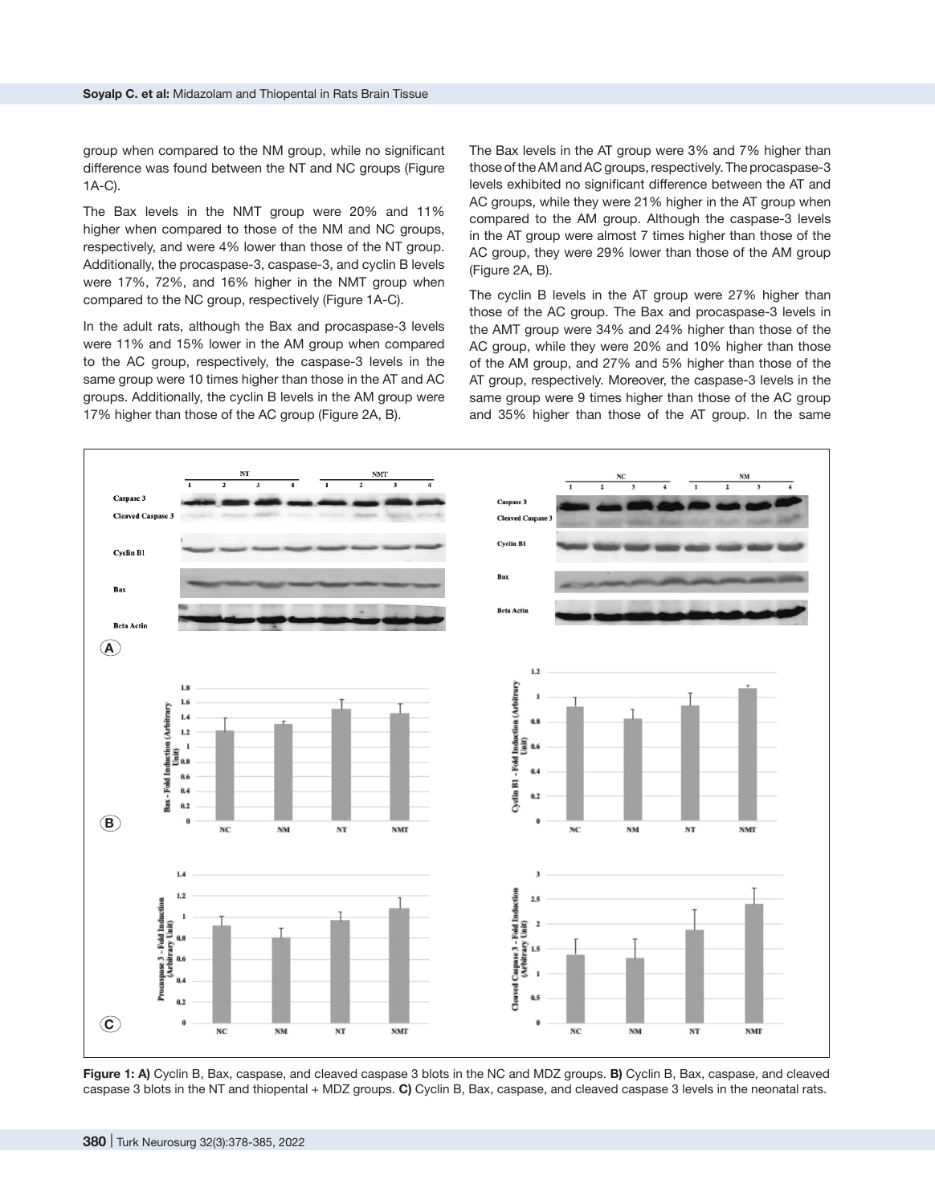group when compared to the NM group, while no significant difference was found between the NT and NC groups (Figure 1A-C).

The Bax levels in the NMT group were 20% and 11% higher when compared to those of the NM and NC groups, respectively, and were 4% lower than those of the NT group. Additionally, the procaspase-3, caspase-3, and cyclin B levels were 17%, 72%, and 16% higher in the NMT group when compared to the NC group, respectively (Figure 1A-C).

In the adult rats, although the Bax and procaspase-3 levels were 11% and 15% lower in the AM group when compared to the AC group, respectively, the caspase-3 levels in the same group were 10 times higher than those in the AT and AC groups. Additionally, the cyclin B levels in the AM group were 17% higher than those of the AC group (Figure 2A, B).

The Bax levels in the AT group were 3% and 7% higher than those of the AM and AC groups, respectively. The procaspase-3 levels exhibited no significant difference between the AT and AC groups, while they were 21% higher in the AT group when compared to the AM group. Although the caspase-3 levels in the AT group were almost 7 times higher than those of the AC group, they were 29% lower than those of the AM group (Figure 2A, B).

The cyclin B levels in the AT group were 27% higher than those of the AC group. The Bax and procaspase-3 levels in the AMT group were 34% and 24% higher than those of the AC group, while they were 20% and 10% higher than those of the AM group, and 27% and 5% higher than those of the AT group, respectively. Moreover, the caspase-3 levels in the same group were 9 times higher than those of the AC group and 35% higher than those of the AT group. In the same

**Figure 1: A)** Cyclin B, Bax, caspase, and cleaved caspase 3 blots in the NC and MDZ groups. **B)** Cyclin B, Bax, caspase, and cleaved caspase 3 blots in the NT and thiopental + MDZ groups. **C)** Cyclin B, Bax, caspase, and cleaved caspase 3 levels in the neonatal rats.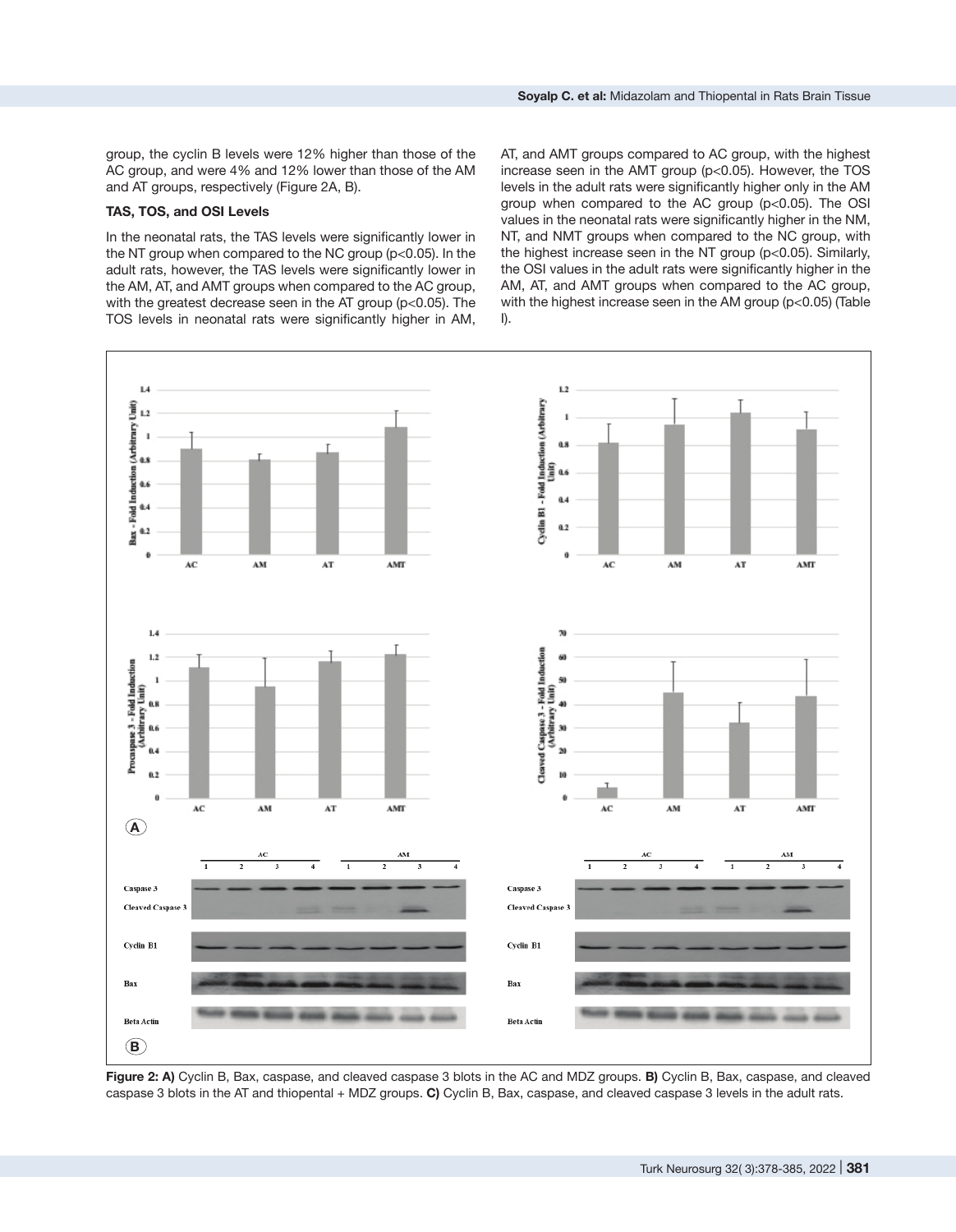group, the cyclin B levels were 12% higher than those of the AC group, and were 4% and 12% lower than those of the AM and AT groups, respectively (Figure 2A, B).

### TAS, TOS, and OSI Levels

In the neonatal rats, the TAS levels were significantly lower in the NT group when compared to the NC group ($p<0.05$). In the adult rats, however, the TAS levels were significantly lower in the AM, AT, and AMT groups when compared to the AC group, with the greatest decrease seen in the AT group ($p<0.05$). The TOS levels in neonatal rats were significantly higher in AM, AT, and AMT groups compared to AC group, with the highest increase seen in the AMT group ($p<0.05$). However, the TOS levels in the adult rats were significantly higher only in the AM group when compared to the AC group ($p<0.05$). The OSI values in the neonatal rats were significantly higher in the NM, NT, and NMT groups when compared to the NC group, with the highest increase seen in the NT group ($p<0.05$). Similarly, the OSI values in the adult rats were significantly higher in the AM, AT, and AMT groups when compared to the AC group, with the highest increase seen in the AM group ($p<0.05$) (Table I).

**Figure 2: A)** Cyclin B, Bax, caspase, and cleaved caspase 3 blots in the AC and MDZ groups. **B)** Cyclin B, Bax, caspase, and cleaved caspase 3 blots in the AT and thiopental + MDZ groups. **C)** Cyclin B, Bax, caspase, and cleaved caspase 3 levels in the adult rats.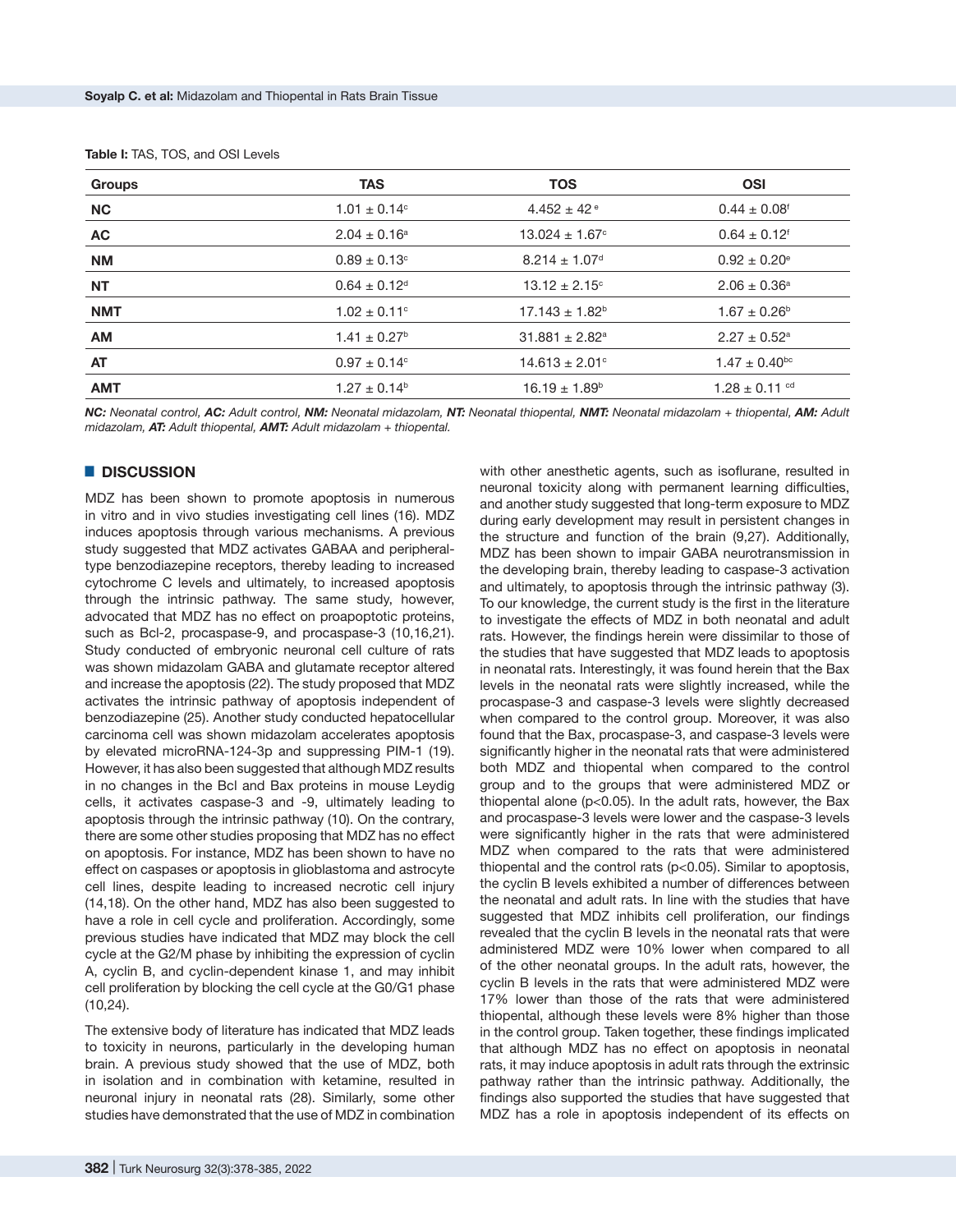**Table I:** TAS, TOS, and OSI Levels

| Groups | TAS | TOS | OSI |
|---|---|---|---|
| **NC** | $1.01 \pm 0.14^{c}$ | $4.452 \pm 42^{e}$ | $0.44 \pm 0.08^{f}$ |
| **AC** | $2.04 \pm 0.16^{a}$ | $13.024 \pm 1.67^{c}$ | $0.64 \pm 0.12^{f}$ |
| **NM** | $0.89 \pm 0.13^{c}$ | $8.214 \pm 1.07^{d}$ | $0.92 \pm 0.20^{e}$ |
| **NT** | $0.64 \pm 0.12^{d}$ | $13.12 \pm 2.15^{c}$ | $2.06 \pm 0.36^{a}$ |
| **NMT** | $1.02 \pm 0.11^{c}$ | $17.143 \pm 1.82^{b}$ | $1.67 \pm 0.26^{b}$ |
| **AM** | $1.41 \pm 0.27^{b}$ | $31.881 \pm 2.82^{a}$ | $2.27 \pm 0.52^{a}$ |
| **AT** | $0.97 \pm 0.14^{c}$ | $14.613 \pm 2.01^{c}$ | $1.47 \pm 0.40^{bc}$ |
| **AMT** | $1.27 \pm 0.14^{b}$ | $16.19 \pm 1.89^{b}$ | $1.28 \pm 0.11^{cd}$ |

***NC:** Neonatal control, **AC:** Adult control, **NM:** Neonatal midazolam, **NT:** Neonatal thiopental, **NMT:** Neonatal midazolam + thiopental, **AM:** Adult midazolam, **AT:** Adult thiopental, **AMT:** Adult midazolam + thiopental.*

## DISCUSSION

MDZ has been shown to promote apoptosis in numerous in vitro and in vivo studies investigating cell lines (16). MDZ induces apoptosis through various mechanisms. A previous study suggested that MDZ activates GABAA and peripheral-type benzodiazepine receptors, thereby leading to increased cytochrome C levels and ultimately, to increased apoptosis through the intrinsic pathway. The same study, however, advocated that MDZ has no effect on proapoptotic proteins, such as Bcl-2, procaspase-9, and procaspase-3 (10,16,21). Study conducted of embryonic neuronal cell culture of rats was shown midazolam GABA and glutamate receptor altered and increase the apoptosis (22). The study proposed that MDZ activates the intrinsic pathway of apoptosis independent of benzodiazepine (25). Another study conducted hepatocellular carcinoma cell was shown midazolam accelerates apoptosis by elevated microRNA-124-3p and suppressing PIM-1 (19). However, it has also been suggested that although MDZ results in no changes in the Bcl and Bax proteins in mouse Leydig cells, it activates caspase-3 and -9, ultimately leading to apoptosis through the intrinsic pathway (10). On the contrary, there are some other studies proposing that MDZ has no effect on apoptosis. For instance, MDZ has been shown to have no effect on caspases or apoptosis in glioblastoma and astrocyte cell lines, despite leading to increased necrotic cell injury (14,18). On the other hand, MDZ has also been suggested to have a role in cell cycle and proliferation. Accordingly, some previous studies have indicated that MDZ may block the cell cycle at the G2/M phase by inhibiting the expression of cyclin A, cyclin B, and cyclin-dependent kinase 1, and may inhibit cell proliferation by blocking the cell cycle at the G0/G1 phase (10,24).

The extensive body of literature has indicated that MDZ leads to toxicity in neurons, particularly in the developing human brain. A previous study showed that the use of MDZ, both in isolation and in combination with ketamine, resulted in neuronal injury in neonatal rats (28). Similarly, some other studies have demonstrated that the use of MDZ in combination with other anesthetic agents, such as isoflurane, resulted in neuronal toxicity along with permanent learning difficulties, and another study suggested that long-term exposure to MDZ during early development may result in persistent changes in the structure and function of the brain (9,27). Additionally, MDZ has been shown to impair GABA neurotransmission in the developing brain, thereby leading to caspase-3 activation and ultimately, to apoptosis through the intrinsic pathway (3). To our knowledge, the current study is the first in the literature to investigate the effects of MDZ in both neonatal and adult rats. However, the findings herein were dissimilar to those of the studies that have suggested that MDZ leads to apoptosis in neonatal rats. Interestingly, it was found herein that the Bax levels in the neonatal rats were slightly increased, while the procaspase-3 and caspase-3 levels were slightly decreased when compared to the control group. Moreover, it was also found that the Bax, procaspase-3, and caspase-3 levels were significantly higher in the neonatal rats that were administered both MDZ and thiopental when compared to the control group and to the groups that were administered MDZ or thiopental alone ($p<0.05$). In the adult rats, however, the Bax and procaspase-3 levels were lower and the caspase-3 levels were significantly higher in the rats that were administered MDZ when compared to the rats that were administered thiopental and the control rats ($p<0.05$). Similar to apoptosis, the cyclin B levels exhibited a number of differences between the neonatal and adult rats. In line with the studies that have suggested that MDZ inhibits cell proliferation, our findings revealed that the cyclin B levels in the neonatal rats that were administered MDZ were 10% lower when compared to all of the other neonatal groups. In the adult rats, however, the cyclin B levels in the rats that were administered MDZ were 17% lower than those of the rats that were administered thiopental, although these levels were 8% higher than those in the control group. Taken together, these findings implicated that although MDZ has no effect on apoptosis in neonatal rats, it may induce apoptosis in adult rats through the extrinsic pathway rather than the intrinsic pathway. Additionally, the findings also supported the studies that have suggested that MDZ has a role in apoptosis independent of its effects on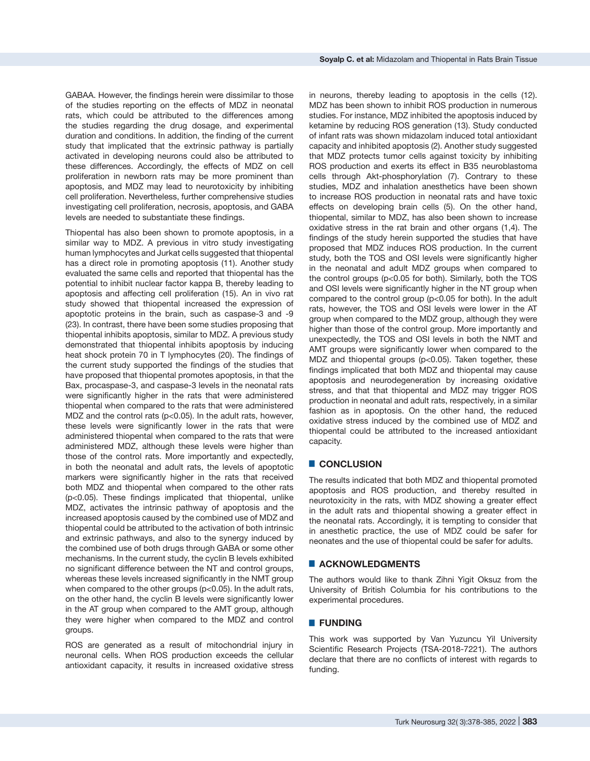GABAA. However, the findings herein were dissimilar to those of the studies reporting on the effects of MDZ in neonatal rats, which could be attributed to the differences among the studies regarding the drug dosage, and experimental duration and conditions. In addition, the finding of the current study that implicated that the extrinsic pathway is partially activated in developing neurons could also be attributed to these differences. Accordingly, the effects of MDZ on cell proliferation in newborn rats may be more prominent than apoptosis, and MDZ may lead to neurotoxicity by inhibiting cell proliferation. Nevertheless, further comprehensive studies investigating cell proliferation, necrosis, apoptosis, and GABA levels are needed to substantiate these findings.

Thiopental has also been shown to promote apoptosis, in a similar way to MDZ. A previous in vitro study investigating human lymphocytes and Jurkat cells suggested that thiopental has a direct role in promoting apoptosis (11). Another study evaluated the same cells and reported that thiopental has the potential to inhibit nuclear factor kappa B, thereby leading to apoptosis and affecting cell proliferation (15). An in vivo rat study showed that thiopental increased the expression of apoptotic proteins in the brain, such as caspase-3 and -9 (23). In contrast, there have been some studies proposing that thiopental inhibits apoptosis, similar to MDZ. A previous study demonstrated that thiopental inhibits apoptosis by inducing heat shock protein 70 in T lymphocytes (20). The findings of the current study supported the findings of the studies that have proposed that thiopental promotes apoptosis, in that the Bax, procaspase-3, and caspase-3 levels in the neonatal rats were significantly higher in the rats that were administered thiopental when compared to the rats that were administered MDZ and the control rats ($p<0.05$). In the adult rats, however, these levels were significantly lower in the rats that were administered thiopental when compared to the rats that were administered MDZ, although these levels were higher than those of the control rats. More importantly and expectedly, in both the neonatal and adult rats, the levels of apoptotic markers were significantly higher in the rats that received both MDZ and thiopental when compared to the other rats ($p<0.05$). These findings implicated that thiopental, unlike MDZ, activates the intrinsic pathway of apoptosis and the increased apoptosis caused by the combined use of MDZ and thiopental could be attributed to the activation of both intrinsic and extrinsic pathways, and also to the synergy induced by the combined use of both drugs through GABA or some other mechanisms. In the current study, the cyclin B levels exhibited no significant difference between the NT and control groups, whereas these levels increased significantly in the NMT group when compared to the other groups ($p<0.05$). In the adult rats, on the other hand, the cyclin B levels were significantly lower in the AT group when compared to the AMT group, although they were higher when compared to the MDZ and control groups.

ROS are generated as a result of mitochondrial injury in neuronal cells. When ROS production exceeds the cellular antioxidant capacity, it results in increased oxidative stress in neurons, thereby leading to apoptosis in the cells (12). MDZ has been shown to inhibit ROS production in numerous studies. For instance, MDZ inhibited the apoptosis induced by ketamine by reducing ROS generation (13). Study conducted of infant rats was shown midazolam induced total antioxidant capacity and inhibited apoptosis (2). Another study suggested that MDZ protects tumor cells against toxicity by inhibiting ROS production and exerts its effect in B35 neuroblastoma cells through Akt-phosphorylation (7). Contrary to these studies, MDZ and inhalation anesthetics have been shown to increase ROS production in neonatal rats and have toxic effects on developing brain cells (5). On the other hand, thiopental, similar to MDZ, has also been shown to increase oxidative stress in the rat brain and other organs (1,4). The findings of the study herein supported the studies that have proposed that MDZ induces ROS production. In the current study, both the TOS and OSI levels were significantly higher in the neonatal and adult MDZ groups when compared to the control groups ($p<0.05$ for both). Similarly, both the TOS and OSI levels were significantly higher in the NT group when compared to the control group ($p<0.05$ for both). In the adult rats, however, the TOS and OSI levels were lower in the AT group when compared to the MDZ group, although they were higher than those of the control group. More importantly and unexpectedly, the TOS and OSI levels in both the NMT and AMT groups were significantly lower when compared to the MDZ and thiopental groups ($p<0.05$). Taken together, these findings implicated that both MDZ and thiopental may cause apoptosis and neurodegeneration by increasing oxidative stress, and that that thiopental and MDZ may trigger ROS production in neonatal and adult rats, respectively, in a similar fashion as in apoptosis. On the other hand, the reduced oxidative stress induced by the combined use of MDZ and thiopental could be attributed to the increased antioxidant capacity.

## CONCLUSION

The results indicated that both MDZ and thiopental promoted apoptosis and ROS production, and thereby resulted in neurotoxicity in the rats, with MDZ showing a greater effect in the adult rats and thiopental showing a greater effect in the neonatal rats. Accordingly, it is tempting to consider that in anesthetic practice, the use of MDZ could be safer for neonates and the use of thiopental could be safer for adults.

## ACKNOWLEDGMENTS

The authors would like to thank Zihni Yigit Oksuz from the University of British Columbia for his contributions to the experimental procedures.

## FUNDING

This work was supported by Van Yuzuncu Yil University Scientific Research Projects (TSA-2018-7221). The authors declare that there are no conflicts of interest with regards to funding.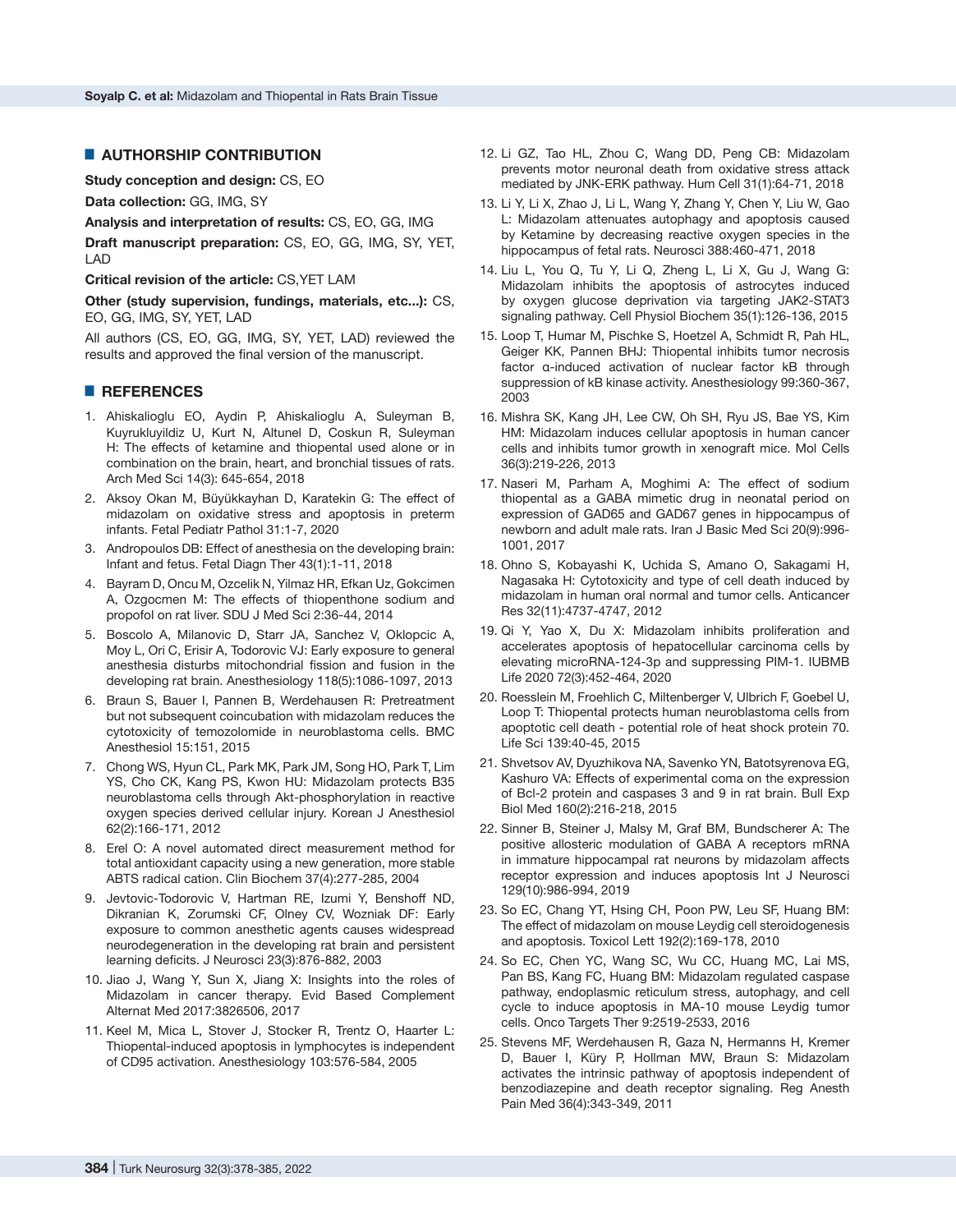## AUTHORSHIP CONTRIBUTION

**Study conception and design:** CS, EO

**Data collection:** GG, IMG, SY

**Analysis and interpretation of results:** CS, EO, GG, IMG

**Draft manuscript preparation:** CS, EO, GG, IMG, SY, YET, LAD

**Critical revision of the article:** CS,YET LAM

**Other (study supervision, fundings, materials, etc...):** CS, EO, GG, IMG, SY, YET, LAD

All authors (CS, EO, GG, IMG, SY, YET, LAD) reviewed the results and approved the final version of the manuscript.

## REFERENCES

1. Ahiskalioglu EO, Aydin P, Ahiskalioglu A, Suleyman B, Kuyrukluyildiz U, Kurt N, Altunel D, Coskun R, Suleyman H: The effects of ketamine and thiopental used alone or in combination on the brain, heart, and bronchial tissues of rats. Arch Med Sci 14(3): 645-654, 2018
2. Aksoy Okan M, Büyükkayhan D, Karatekin G: The effect of midazolam on oxidative stress and apoptosis in preterm infants. Fetal Pediatr Pathol 31:1-7, 2020
3. Andropoulos DB: Effect of anesthesia on the developing brain: Infant and fetus. Fetal Diagn Ther 43(1):1-11, 2018
4. Bayram D, Oncu M, Ozcelik N, Yilmaz HR, Efkan Uz, Gokcimen A, Ozgocmen M: The effects of thiopenthone sodium and propofol on rat liver. SDU J Med Sci 2:36-44, 2014
5. Boscolo A, Milanovic D, Starr JA, Sanchez V, Oklopcic A, Moy L, Ori C, Erisir A, Todorovic VJ: Early exposure to general anesthesia disturbs mitochondrial fission and fusion in the developing rat brain. Anesthesiology 118(5):1086-1097, 2013
6. Braun S, Bauer I, Pannen B, Werdehausen R: Pretreatment but not subsequent coincubation with midazolam reduces the cytotoxicity of temozolomide in neuroblastoma cells. BMC Anesthesiol 15:151, 2015
7. Chong WS, Hyun CL, Park MK, Park JM, Song HO, Park T, Lim YS, Cho CK, Kang PS, Kwon HU: Midazolam protects B35 neuroblastoma cells through Akt-phosphorylation in reactive oxygen species derived cellular injury. Korean J Anesthesiol 62(2):166-171, 2012
8. Erel O: A novel automated direct measurement method for total antioxidant capacity using a new generation, more stable ABTS radical cation. Clin Biochem 37(4):277-285, 2004
9. Jevtovic-Todorovic V, Hartman RE, Izumi Y, Benshoff ND, Dikranian K, Zorumski CF, Olney CV, Wozniak DF: Early exposure to common anesthetic agents causes widespread neurodegeneration in the developing rat brain and persistent learning deficits. J Neurosci 23(3):876-882, 2003
10. Jiao J, Wang Y, Sun X, Jiang X: Insights into the roles of Midazolam in cancer therapy. Evid Based Complement Alternat Med 2017:3826506, 2017
11. Keel M, Mica L, Stover J, Stocker R, Trentz O, Haarter L: Thiopental-induced apoptosis in lymphocytes is independent of CD95 activation. Anesthesiology 103:576-584, 2005
12. Li GZ, Tao HL, Zhou C, Wang DD, Peng CB: Midazolam prevents motor neuronal death from oxidative stress attack mediated by JNK-ERK pathway. Hum Cell 31(1):64-71, 2018
13. Li Y, Li X, Zhao J, Li L, Wang Y, Zhang Y, Chen Y, Liu W, Gao L: Midazolam attenuates autophagy and apoptosis caused by Ketamine by decreasing reactive oxygen species in the hippocampus of fetal rats. Neurosci 388:460-471, 2018
14. Liu L, You Q, Tu Y, Li Q, Zheng L, Li X, Gu J, Wang G: Midazolam inhibits the apoptosis of astrocytes induced by oxygen glucose deprivation via targeting JAK2-STAT3 signaling pathway. Cell Physiol Biochem 35(1):126-136, 2015
15. Loop T, Humar M, Pischke S, Hoetzel A, Schmidt R, Pah HL, Geiger KK, Pannen BHJ: Thiopental inhibits tumor necrosis factor α-induced activation of nuclear factor kB through suppression of kB kinase activity. Anesthesiology 99:360-367, 2003
16. Mishra SK, Kang JH, Lee CW, Oh SH, Ryu JS, Bae YS, Kim HM: Midazolam induces cellular apoptosis in human cancer cells and inhibits tumor growth in xenograft mice. Mol Cells 36(3):219-226, 2013
17. Naseri M, Parham A, Moghimi A: The effect of sodium thiopental as a GABA mimetic drug in neonatal period on expression of GAD65 and GAD67 genes in hippocampus of newborn and adult male rats. Iran J Basic Med Sci 20(9):996-1001, 2017
18. Ohno S, Kobayashi K, Uchida S, Amano O, Sakagami H, Nagasaka H: Cytotoxicity and type of cell death induced by midazolam in human oral normal and tumor cells. Anticancer Res 32(11):4737-4747, 2012
19. Qi Y, Yao X, Du X: Midazolam inhibits proliferation and accelerates apoptosis of hepatocellular carcinoma cells by elevating microRNA-124-3p and suppressing PIM-1. IUBMB Life 2020 72(3):452-464, 2020
20. Roesslein M, Froehlich C, Miltenberger V, Ulbrich F, Goebel U, Loop T: Thiopental protects human neuroblastoma cells from apoptotic cell death - potential role of heat shock protein 70. Life Sci 139:40-45, 2015
21. Shvetsov AV, Dyuzhikova NA, Savenko YN, Batotsyrenova EG, Kashuro VA: Effects of experimental coma on the expression of Bcl-2 protein and caspases 3 and 9 in rat brain. Bull Exp Biol Med 160(2):216-218, 2015
22. Sinner B, Steiner J, Malsy M, Graf BM, Bundscherer A: The positive allosteric modulation of GABA A receptors mRNA in immature hippocampal rat neurons by midazolam affects receptor expression and induces apoptosis Int J Neurosci 129(10):986-994, 2019
23. So EC, Chang YT, Hsing CH, Poon PW, Leu SF, Huang BM: The effect of midazolam on mouse Leydig cell steroidogenesis and apoptosis. Toxicol Lett 192(2):169-178, 2010
24. So EC, Chen YC, Wang SC, Wu CC, Huang MC, Lai MS, Pan BS, Kang FC, Huang BM: Midazolam regulated caspase pathway, endoplasmic reticulum stress, autophagy, and cell cycle to induce apoptosis in MA-10 mouse Leydig tumor cells. Onco Targets Ther 9:2519-2533, 2016
25. Stevens MF, Werdehausen R, Gaza N, Hermanns H, Kremer D, Bauer I, Küry P, Hollman MW, Braun S: Midazolam activates the intrinsic pathway of apoptosis independent of benzodiazepine and death receptor signaling. Reg Anesth Pain Med 36(4):343-349, 2011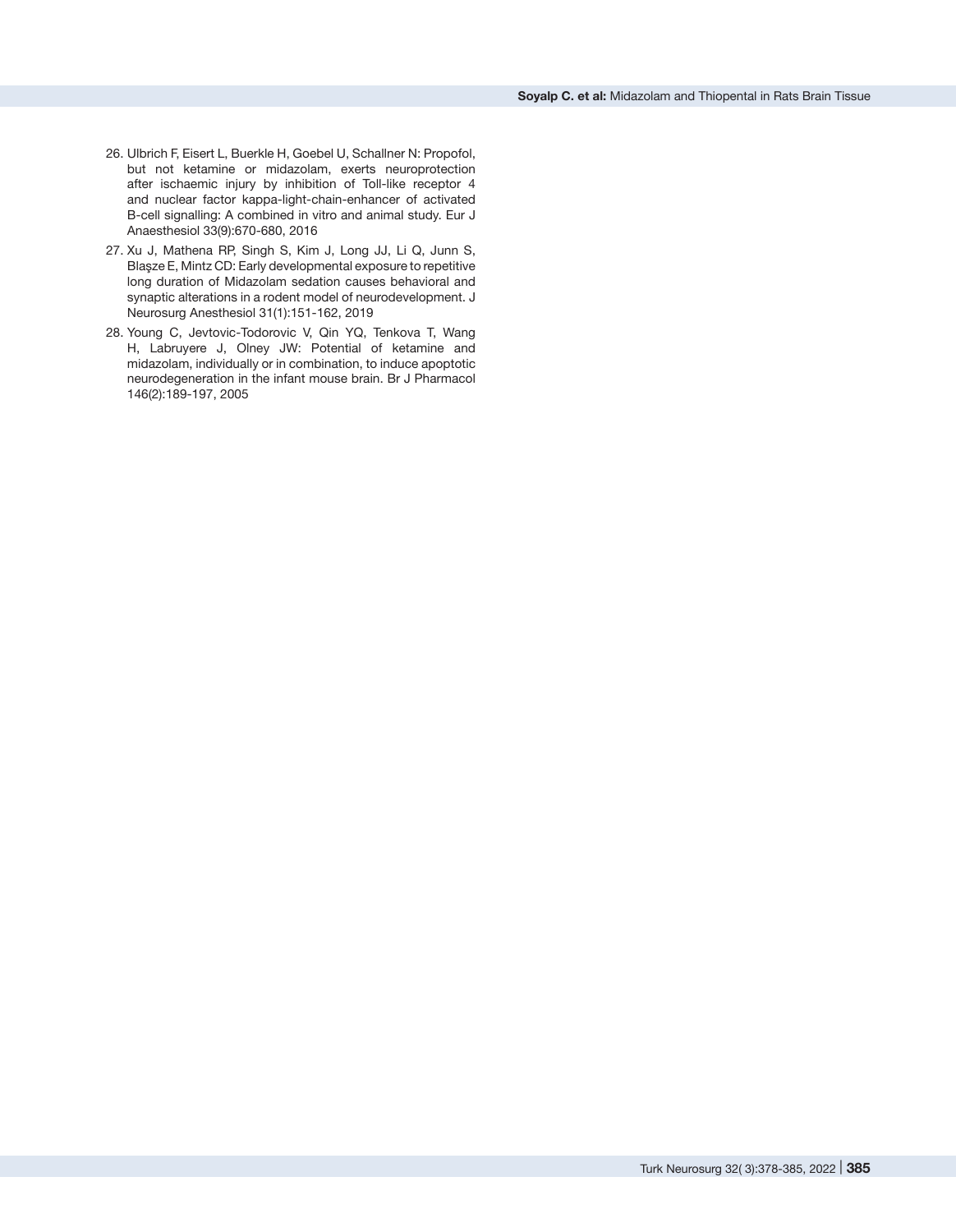26. Ulbrich F, Eisert L, Buerkle H, Goebel U, Schallner N: Propofol, but not ketamine or midazolam, exerts neuroprotection after ischaemic injury by inhibition of Toll-like receptor 4 and nuclear factor kappa-light-chain-enhancer of activated B-cell signalling: A combined in vitro and animal study. Eur J Anaesthesiol 33(9):670-680, 2016
27. Xu J, Mathena RP, Singh S, Kim J, Long JJ, Li Q, Junn S, Blaşze E, Mintz CD: Early developmental exposure to repetitive long duration of Midazolam sedation causes behavioral and synaptic alterations in a rodent model of neurodevelopment. J Neurosurg Anesthesiol 31(1):151-162, 2019
28. Young C, Jevtovic-Todorovic V, Qin YQ, Tenkova T, Wang H, Labruyere J, Olney JW: Potential of ketamine and midazolam, individually or in combination, to induce apoptotic neurodegeneration in the infant mouse brain. Br J Pharmacol 146(2):189-197, 2005